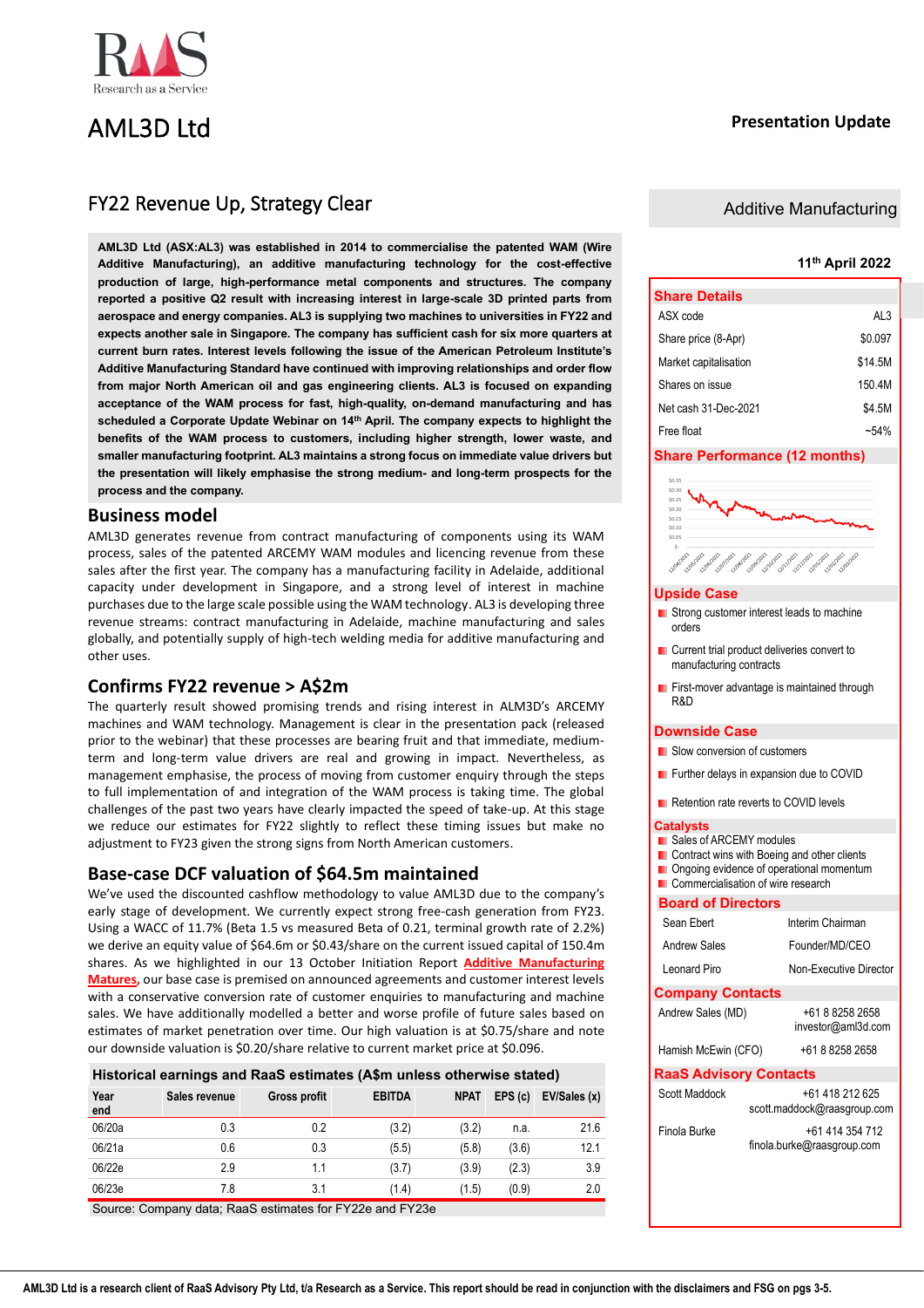RaaS Research as a Service

# AML3D Ltd

**Presentation Update**

## FY22 Revenue Up, Strategy Clear

**AML3D Ltd (ASX:AL3) was established in 2014 to commercialise the patented WAM (Wire Additive Manufacturing), an additive manufacturing technology for the cost-effective production of large, high-performance metal components and structures. The company reported a positive Q2 result with increasing interest in large-scale 3D printed parts from aerospace and energy companies. AL3 is supplying two machines to universities in FY22 and expects another sale in Singapore. The company has sufficient cash for six more quarters at current burn rates. Interest levels following the issue of the American Petroleum Institute's Additive Manufacturing Standard have continued with improving relationships and order flow from major North American oil and gas engineering clients. AL3 is focused on expanding acceptance of the WAM process for fast, high-quality, on-demand manufacturing and has scheduled a Corporate Update Webinar on 14th April. The company expects to highlight the benefits of the WAM process to customers, including higher strength, lower waste, and smaller manufacturing footprint. AL3 maintains a strong focus on immediate value drivers but the presentation will likely emphasise the strong medium- and long-term prospects for the process and the company.**

### Business model

AML3D generates revenue from contract manufacturing of components using its WAM process, sales of the patented ARCEMY WAM modules and licencing revenue from these sales after the first year. The company has a manufacturing facility in Adelaide, additional capacity under development in Singapore, and a strong level of interest in machine purchases due to the large scale possible using the WAM technology. AL3 is developing three revenue streams: contract manufacturing in Adelaide, machine manufacturing and sales globally, and potentially supply of high-tech welding media for additive manufacturing and other uses.

### Confirms FY22 revenue > A$2m

The quarterly result showed promising trends and rising interest in ALM3D's ARCEMY machines and WAM technology. Management is clear in the presentation pack (released prior to the webinar) that these processes are bearing fruit and that immediate, medium-term and long-term value drivers are real and growing in impact. Nevertheless, as management emphasise, the process of moving from customer enquiry through the steps to full implementation of and integration of the WAM process is taking time. The global challenges of the past two years have clearly impacted the speed of take-up. At this stage we reduce our estimates for FY22 slightly to reflect these timing issues but make no adjustment to FY23 given the strong signs from North American customers.

### Base-case DCF valuation of $64.5m maintained

We've used the discounted cashflow methodology to value AML3D due to the company's early stage of development. We currently expect strong free-cash generation from FY23. Using a WACC of 11.7% (Beta 1.5 vs measured Beta of 0.21, terminal growth rate of 2.2%) we derive an equity value of $64.6m or $0.43/share on the current issued capital of 150.4m shares. As we highlighted in our 13 October Initiation Report **Additive Manufacturing Matures**, our base case is premised on announced agreements and customer interest levels with a conservative conversion rate of customer enquiries to manufacturing and machine sales. We have additionally modelled a better and worse profile of future sales based on estimates of market penetration over time. Our high valuation is at $0.75/share and note our downside valuation is $0.20/share relative to current market price at $0.096.

**Historical earnings and RaaS estimates (A$m unless otherwise stated)**

| Year end | Sales revenue | Gross profit | EBITDA | NPAT | EPS (c) | EV/Sales (x) |
|---|---|---|---|---|---|---|
| 06/20a | 0.3 | 0.2 | (3.2) | (3.2) | n.a. | 21.6 |
| 06/21a | 0.6 | 0.3 | (5.5) | (5.8) | (3.6) | 12.1 |
| 06/22e | 2.9 | 1.1 | (3.7) | (3.9) | (2.3) | 3.9 |
| 06/23e | 7.8 | 3.1 | (1.4) | (1.5) | (0.9) | 2.0 |

Source: Company data; RaaS estimates for FY22e and FY23e

**Additive Manufacturing**

**11th April 2022**

### Share Details

| | |
|---|---|
| ASX code | AL3 |
| Share price (8-Apr) | $0.097 |
| Market capitalisation | $14.5M |
| Shares on issue | 150.4M |
| Net cash 31-Dec-2021 | $4.5M |
| Free float | ~54% |

### Share Performance (12 months)

### Upside Case

- Strong customer interest leads to machine orders
- Current trial product deliveries convert to manufacturing contracts
- First-mover advantage is maintained through R&D

### Downside Case

- Slow conversion of customers
- Further delays in expansion due to COVID
- Retention rate reverts to COVID levels

### Catalysts

- Sales of ARCEMY modules
- Contract wins with Boeing and other clients
- Ongoing evidence of operational momentum
- Commercialisation of wire research

### Board of Directors

| | |
|---|---|
| Sean Ebert | Interim Chairman |
| Andrew Sales | Founder/MD/CEO |
| Leonard Piro | Non-Executive Director |

### Company Contacts

| | |
|---|---|
| Andrew Sales (MD) | +61 8 8258 2658 investor@aml3d.com |
| Hamish McEwin (CFO) | +61 8 8258 2658 |

### RaaS Advisory Contacts

| | |
|---|---|
| Scott Maddock | +61 418 212 625 scott.maddock@raasgroup.com |
| Finola Burke | +61 414 354 712 finola.burke@raasgroup.com |

AML3D Ltd is a research client of RaaS Advisory Pty Ltd, t/a Research as a Service. This report should be read in conjunction with the disclaimers and FSG on pgs 3-5.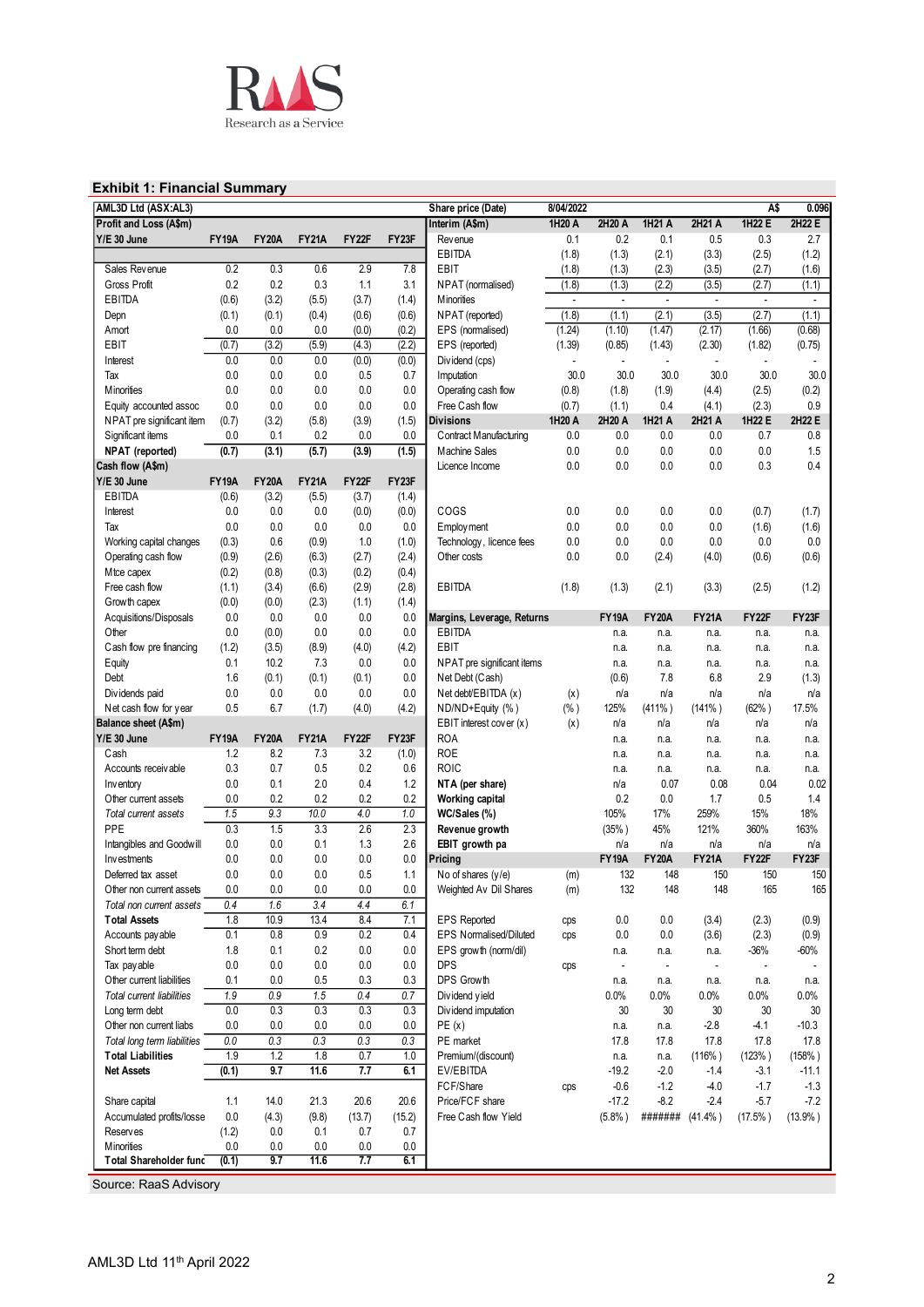## Exhibit 1: Financial Summary

| AML3D Ltd (ASX:AL3) | | | | | | Share price (Date) | | 8/04/2022 | | | | A$ | 0.096 |
|---|---|---|---|---|---|---|---|---|---|---|---|---|---|
| **Profit and Loss (A$m)** | | | | | | **Interim (A$m)** | | 1H20 A | 2H20 A | 1H21 A | 2H21 A | 1H22 E | 2H22 E |
| **Y/E 30 June** | FY19A | FY20A | FY21A | FY22F | FY23F | Revenue | | 0.1 | 0.2 | 0.1 | 0.5 | 0.3 | 2.7 |
| | | | | | | EBITDA | | (1.8) | (1.3) | (2.1) | (3.3) | (2.5) | (1.2) |
| Sales Revenue | 0.2 | 0.3 | 0.6 | 2.9 | 7.8 | EBIT | | (1.8) | (1.3) | (2.3) | (3.5) | (2.7) | (1.6) |
| Gross Profit | 0.2 | 0.2 | 0.3 | 1.1 | 3.1 | NPAT (normalised) | | (1.8) | (1.3) | (2.2) | (3.5) | (2.7) | (1.1) |
| EBITDA | (0.6) | (3.2) | (5.5) | (3.7) | (1.4) | Minorities | | - | - | - | - | - | - |
| Depn | (0.1) | (0.1) | (0.4) | (0.6) | (0.6) | NPAT (reported) | | (1.8) | (1.1) | (2.1) | (3.5) | (2.7) | (1.1) |
| Amort | 0.0 | 0.0 | 0.0 | (0.0) | (0.2) | EPS (normalised) | | (1.24) | (1.10) | (1.47) | (2.17) | (1.66) | (0.68) |
| EBIT | (0.7) | (3.2) | (5.9) | (4.3) | (2.2) | EPS (reported) | | (1.39) | (0.85) | (1.43) | (2.30) | (1.82) | (0.75) |
| Interest | 0.0 | 0.0 | 0.0 | (0.0) | (0.0) | Dividend (cps) | | - | - | - | - | - | - |
| Tax | 0.0 | 0.0 | 0.0 | 0.5 | 0.7 | Imputation | | 30.0 | 30.0 | 30.0 | 30.0 | 30.0 | 30.0 |
| Minorities | 0.0 | 0.0 | 0.0 | 0.0 | 0.0 | Operating cash flow | | (0.8) | (1.8) | (1.9) | (4.4) | (2.5) | (0.2) |
| Equity accounted assoc | 0.0 | 0.0 | 0.0 | 0.0 | 0.0 | Free Cash flow | | (0.7) | (1.1) | 0.4 | (4.1) | (2.3) | 0.9 |
| NPAT pre significant items | (0.7) | (3.2) | (5.8) | (3.9) | (1.5) | **Divisions** | | 1H20 A | 2H20 A | 1H21 A | 2H21 A | 1H22 E | 2H22 E |
| Significant items | 0.0 | 0.1 | 0.2 | 0.0 | 0.0 | Contract Manufacturing | | 0.0 | 0.0 | 0.0 | 0.0 | 0.7 | 0.8 |
| **NPAT (reported)** | (0.7) | (3.1) | (5.7) | (3.9) | (1.5) | Machine Sales | | 0.0 | 0.0 | 0.0 | 0.0 | 0.0 | 1.5 |
| **Cash flow (A$m)** | | | | | | Licence Income | | 0.0 | 0.0 | 0.0 | 0.0 | 0.3 | 0.4 |
| **Y/E 30 June** | FY19A | FY20A | FY21A | FY22F | FY23F | | | | | | | | |
| EBITDA | (0.6) | (3.2) | (5.5) | (3.7) | (1.4) | | | | | | | | |
| Interest | 0.0 | 0.0 | 0.0 | (0.0) | (0.0) | COGS | | 0.0 | 0.0 | 0.0 | 0.0 | (0.7) | (1.7) |
| Tax | 0.0 | 0.0 | 0.0 | 0.0 | 0.0 | Employment | | 0.0 | 0.0 | 0.0 | 0.0 | (1.6) | (1.6) |
| Working capital changes | (0.3) | 0.6 | (0.9) | 1.0 | (1.0) | Technology, licence fees | | 0.0 | 0.0 | 0.0 | 0.0 | 0.0 | 0.0 |
| Operating cash flow | (0.9) | (2.6) | (6.3) | (2.7) | (2.4) | Other costs | | 0.0 | 0.0 | (2.4) | (4.0) | (0.6) | (0.6) |
| Mtce capex | (0.2) | (0.8) | (0.3) | (0.2) | (0.4) | | | | | | | | |
| Free cash flow | (1.1) | (3.4) | (6.6) | (2.9) | (2.8) | EBITDA | | (1.8) | (1.3) | (2.1) | (3.3) | (2.5) | (1.2) |
| Growth capex | (0.0) | (0.0) | (2.3) | (1.1) | (1.4) | | | | | | | | |
| Acquisitions/Disposals | 0.0 | 0.0 | 0.0 | 0.0 | 0.0 | **Margins, Leverage, Returns** | | | FY19A | FY20A | FY21A | FY22F | FY23F |
| Other | 0.0 | (0.0) | 0.0 | 0.0 | 0.0 | EBITDA | | | n.a. | n.a. | n.a. | n.a. | n.a. |
| Cash flow pre financing | (1.2) | (3.5) | (8.9) | (4.0) | (4.2) | EBIT | | | n.a. | n.a. | n.a. | n.a. | n.a. |
| Equity | 0.1 | 10.2 | 7.3 | 0.0 | 0.0 | NPAT pre significant items | | | n.a. | n.a. | n.a. | n.a. | n.a. |
| Debt | 1.6 | (0.1) | (0.1) | (0.1) | 0.0 | Net Debt (Cash) | | | (0.6) | 7.8 | 6.8 | 2.9 | (1.3) |
| Dividends paid | 0.0 | 0.0 | 0.0 | 0.0 | 0.0 | Net debt/EBITDA (x) | (x) | | n/a | n/a | n/a | n/a | n/a |
| Net cash flow for year | 0.5 | 6.7 | (1.7) | (4.0) | (4.2) | ND/ND+Equity (%) | (%) | | 125% | (411%) | (141%) | (62%) | 17.5% |
| **Balance sheet (A$m)** | | | | | | EBIT interest cover (x) | (x) | | n/a | n/a | n/a | n/a | n/a |
| **Y/E 30 June** | FY19A | FY20A | FY21A | FY22F | FY23F | ROA | | | n.a. | n.a. | n.a. | n.a. | n.a. |
| Cash | 1.2 | 8.2 | 7.3 | 3.2 | (1.0) | ROE | | | n.a. | n.a. | n.a. | n.a. | n.a. |
| Accounts receivable | 0.3 | 0.7 | 0.5 | 0.2 | 0.6 | ROIC | | | n.a. | n.a. | n.a. | n.a. | n.a. |
| Inventory | 0.0 | 0.1 | 2.0 | 0.4 | 1.2 | **NTA (per share)** | | | n/a | 0.07 | 0.08 | 0.04 | 0.02 |
| Other current assets | 0.0 | 0.2 | 0.2 | 0.2 | 0.2 | **Working capital** | | | 0.2 | 0.0 | 1.7 | 0.5 | 1.4 |
| *Total current assets* | *1.5* | *9.3* | *10.0* | *4.0* | *1.0* | **WC/Sales (%)** | | | 105% | 17% | 259% | 15% | 18% |
| PPE | 0.3 | 1.5 | 3.3 | 2.6 | 2.3 | **Revenue growth** | | | (35%) | 45% | 121% | 360% | 163% |
| Intangibles and Goodwill | 0.0 | 0.0 | 0.1 | 1.3 | 2.6 | **EBIT growth pa** | | | n/a | n/a | n/a | n/a | n/a |
| Investments | 0.0 | 0.0 | 0.0 | 0.0 | 0.0 | **Pricing** | | | FY19A | FY20A | FY21A | FY22F | FY23F |
| Deferred tax asset | 0.0 | 0.0 | 0.0 | 0.5 | 1.1 | No of shares (y/e) | (m) | | 132 | 148 | 150 | 150 | 150 |
| Other non current assets | 0.0 | 0.0 | 0.0 | 0.0 | 0.0 | Weighted Av Dil Shares | (m) | | 132 | 148 | 148 | 165 | 165 |
| *Total non current assets* | *0.4* | *1.6* | *3.4* | *4.4* | *6.1* | | | | | | | | |
| **Total Assets** | 1.8 | 10.9 | 13.4 | 8.4 | 7.1 | EPS Reported | cps | | 0.0 | 0.0 | (3.4) | (2.3) | (0.9) |
| Accounts payable | 0.1 | 0.8 | 0.9 | 0.2 | 0.4 | EPS Normalised/Diluted | cps | | 0.0 | 0.0 | (3.6) | (2.3) | (0.9) |
| Short term debt | 1.8 | 0.1 | 0.2 | 0.0 | 0.0 | EPS growth (norm/dil) | | | n.a. | n.a. | n.a. | -36% | -60% |
| Tax payable | 0.0 | 0.0 | 0.0 | 0.0 | 0.0 | DPS | cps | | - | - | - | - | - |
| Other current liabilities | 0.1 | 0.0 | 0.5 | 0.3 | 0.3 | DPS Growth | | | n.a. | n.a. | n.a. | n.a. | n.a. |
| *Total current liabilities* | *1.9* | *0.9* | *1.5* | *0.4* | *0.7* | Dividend yield | | | 0.0% | 0.0% | 0.0% | 0.0% | 0.0% |
| Long term debt | 0.0 | 0.3 | 0.3 | 0.3 | 0.3 | Dividend imputation | | | 30 | 30 | 30 | 30 | 30 |
| Other non current liabs | 0.0 | 0.0 | 0.0 | 0.0 | 0.0 | PE (x) | | | n.a. | n.a. | -2.8 | -4.1 | -10.3 |
| *Total long term liabilities* | *0.0* | *0.3* | *0.3* | *0.3* | *0.3* | PE market | | | 17.8 | 17.8 | 17.8 | 17.8 | 17.8 |
| **Total Liabilities** | 1.9 | 1.2 | 1.8 | 0.7 | 1.0 | Premium/(discount) | | | n.a. | n.a. | (116%) | (123%) | (158%) |
| **Net Assets** | (0.1) | 9.7 | 11.6 | 7.7 | 6.1 | EV/EBITDA | | | -19.2 | -2.0 | -1.4 | -3.1 | -11.1 |
| | | | | | | FCF/Share | cps | | -0.6 | -1.2 | -4.0 | -1.7 | -1.3 |
| Share capital | 1.1 | 14.0 | 21.3 | 20.6 | 20.6 | Price/FCF share | | | -17.2 | -8.2 | -2.4 | -5.7 | -7.2 |
| Accumulated profits/losses | 0.0 | (4.3) | (9.8) | (13.7) | (15.2) | Free Cash flow Yield | | | (5.8%) | ####### | (41.4%) | (17.5%) | (13.9%) |
| Reserves | (1.2) | 0.0 | 0.1 | 0.7 | 0.7 | | | | | | | | |
| Minorities | 0.0 | 0.0 | 0.0 | 0.0 | 0.0 | | | | | | | | |
| **Total Shareholder funds** | (0.1) | 9.7 | 11.6 | 7.7 | 6.1 | | | | | | | | |

Source: RaaS Advisory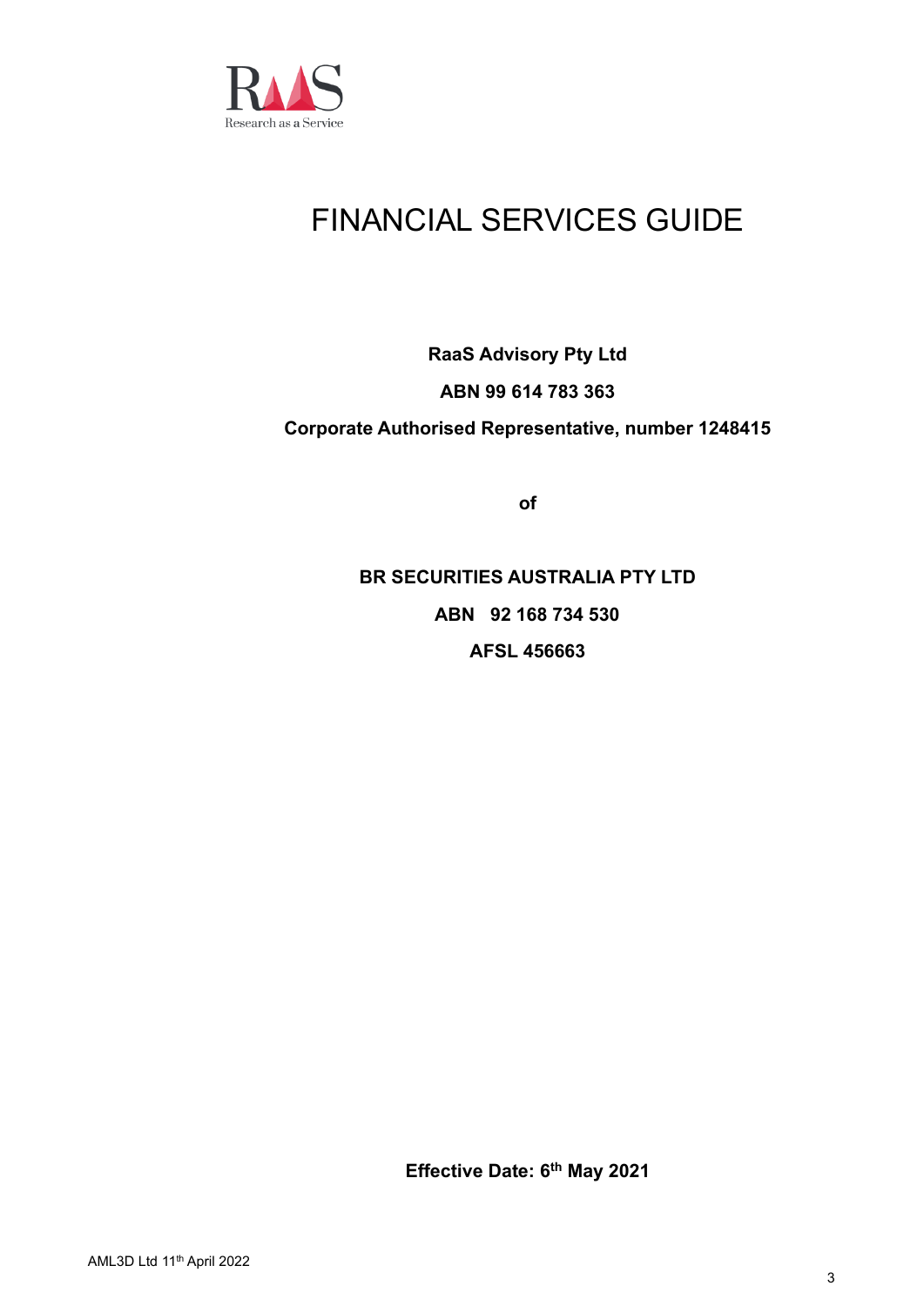# FINANCIAL SERVICES GUIDE

**RaaS Advisory Pty Ltd**

**ABN 99 614 783 363**

**Corporate Authorised Representative, number 1248415**

**of**

**BR SECURITIES AUSTRALIA PTY LTD**

**ABN 92 168 734 530**

**AFSL 456663**

**Effective Date: 6th May 2021**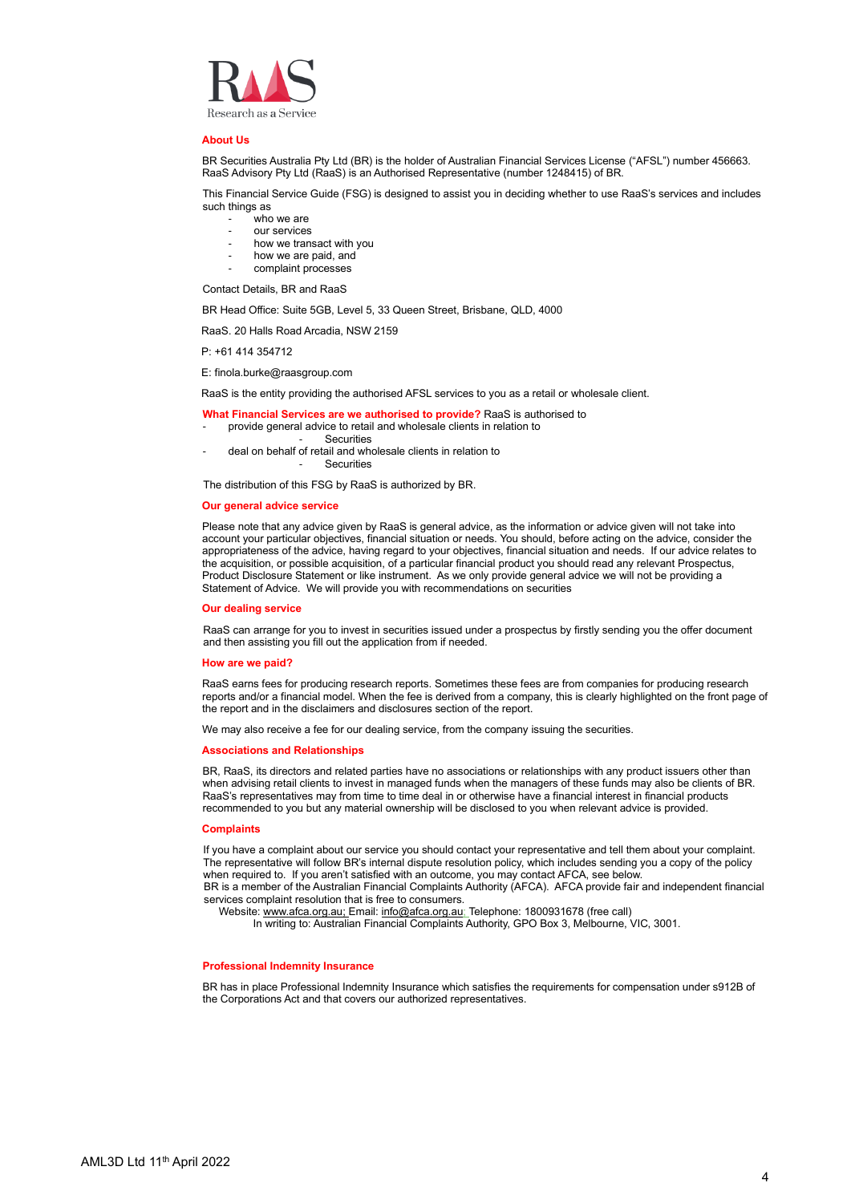Research as a Service

## About Us

BR Securities Australia Pty Ltd (BR) is the holder of Australian Financial Services License ("AFSL") number 456663. RaaS Advisory Pty Ltd (RaaS) is an Authorised Representative (number 1248415) of BR.

This Financial Service Guide (FSG) is designed to assist you in deciding whether to use RaaS's services and includes such things as

- who we are
- our services
- how we transact with you
- how we are paid, and
- complaint processes

Contact Details, BR and RaaS

BR Head Office: Suite 5GB, Level 5, 33 Queen Street, Brisbane, QLD, 4000

RaaS. 20 Halls Road Arcadia, NSW 2159

P: +61 414 354712

E: finola.burke@raasgroup.com

RaaS is the entity providing the authorised AFSL services to you as a retail or wholesale client.

**What Financial Services are we authorised to provide?** RaaS is authorised to

- provide general advice to retail and wholesale clients in relation to
  - Securities
- deal on behalf of retail and wholesale clients in relation to
  - Securities

The distribution of this FSG by RaaS is authorized by BR.

## Our general advice service

Please note that any advice given by RaaS is general advice, as the information or advice given will not take into account your particular objectives, financial situation or needs. You should, before acting on the advice, consider the appropriateness of the advice, having regard to your objectives, financial situation and needs. If our advice relates to the acquisition, or possible acquisition, of a particular financial product you should read any relevant Prospectus, Product Disclosure Statement or like instrument. As we only provide general advice we will not be providing a Statement of Advice. We will provide you with recommendations on securities

## Our dealing service

RaaS can arrange for you to invest in securities issued under a prospectus by firstly sending you the offer document and then assisting you fill out the application from if needed.

## How are we paid?

RaaS earns fees for producing research reports. Sometimes these fees are from companies for producing research reports and/or a financial model. When the fee is derived from a company, this is clearly highlighted on the front page of the report and in the disclaimers and disclosures section of the report.

We may also receive a fee for our dealing service, from the company issuing the securities.

## Associations and Relationships

BR, RaaS, its directors and related parties have no associations or relationships with any product issuers other than when advising retail clients to invest in managed funds when the managers of these funds may also be clients of BR. RaaS's representatives may from time to time deal in or otherwise have a financial interest in financial products recommended to you but any material ownership will be disclosed to you when relevant advice is provided.

## Complaints

If you have a complaint about our service you should contact your representative and tell them about your complaint. The representative will follow BR's internal dispute resolution policy, which includes sending you a copy of the policy when required to. If you aren't satisfied with an outcome, you may contact AFCA, see below.
BR is a member of the Australian Financial Complaints Authority (AFCA). AFCA provide fair and independent financial services complaint resolution that is free to consumers.

Website: www.afca.org.au; Email: info@afca.org.au; Telephone: 1800931678 (free call)
In writing to: Australian Financial Complaints Authority, GPO Box 3, Melbourne, VIC, 3001.

## Professional Indemnity Insurance

BR has in place Professional Indemnity Insurance which satisfies the requirements for compensation under s912B of the Corporations Act and that covers our authorized representatives.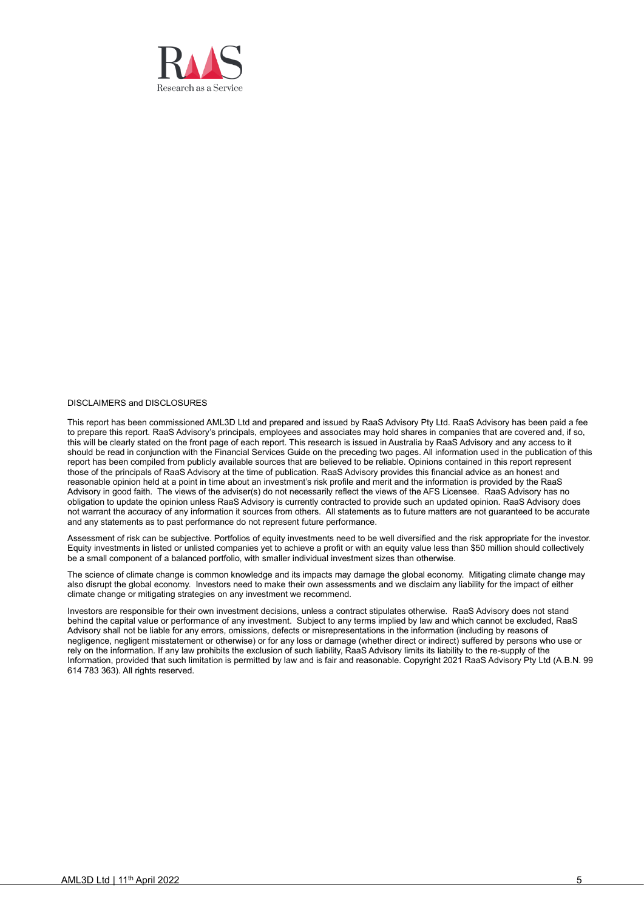DISCLAIMERS and DISCLOSURES

This report has been commissioned AML3D Ltd and prepared and issued by RaaS Advisory Pty Ltd. RaaS Advisory has been paid a fee to prepare this report. RaaS Advisory's principals, employees and associates may hold shares in companies that are covered and, if so, this will be clearly stated on the front page of each report. This research is issued in Australia by RaaS Advisory and any access to it should be read in conjunction with the Financial Services Guide on the preceding two pages. All information used in the publication of this report has been compiled from publicly available sources that are believed to be reliable. Opinions contained in this report represent those of the principals of RaaS Advisory at the time of publication. RaaS Advisory provides this financial advice as an honest and reasonable opinion held at a point in time about an investment's risk profile and merit and the information is provided by the RaaS Advisory in good faith. The views of the adviser(s) do not necessarily reflect the views of the AFS Licensee. RaaS Advisory has no obligation to update the opinion unless RaaS Advisory is currently contracted to provide such an updated opinion. RaaS Advisory does not warrant the accuracy of any information it sources from others. All statements as to future matters are not guaranteed to be accurate and any statements as to past performance do not represent future performance.

Assessment of risk can be subjective. Portfolios of equity investments need to be well diversified and the risk appropriate for the investor. Equity investments in listed or unlisted companies yet to achieve a profit or with an equity value less than $50 million should collectively be a small component of a balanced portfolio, with smaller individual investment sizes than otherwise.

The science of climate change is common knowledge and its impacts may damage the global economy. Mitigating climate change may also disrupt the global economy. Investors need to make their own assessments and we disclaim any liability for the impact of either climate change or mitigating strategies on any investment we recommend.

Investors are responsible for their own investment decisions, unless a contract stipulates otherwise. RaaS Advisory does not stand behind the capital value or performance of any investment. Subject to any terms implied by law and which cannot be excluded, RaaS Advisory shall not be liable for any errors, omissions, defects or misrepresentations in the information (including by reasons of negligence, negligent misstatement or otherwise) or for any loss or damage (whether direct or indirect) suffered by persons who use or rely on the information. If any law prohibits the exclusion of such liability, RaaS Advisory limits its liability to the re-supply of the Information, provided that such limitation is permitted by law and is fair and reasonable. Copyright 2021 RaaS Advisory Pty Ltd (A.B.N. 99 614 783 363). All rights reserved.